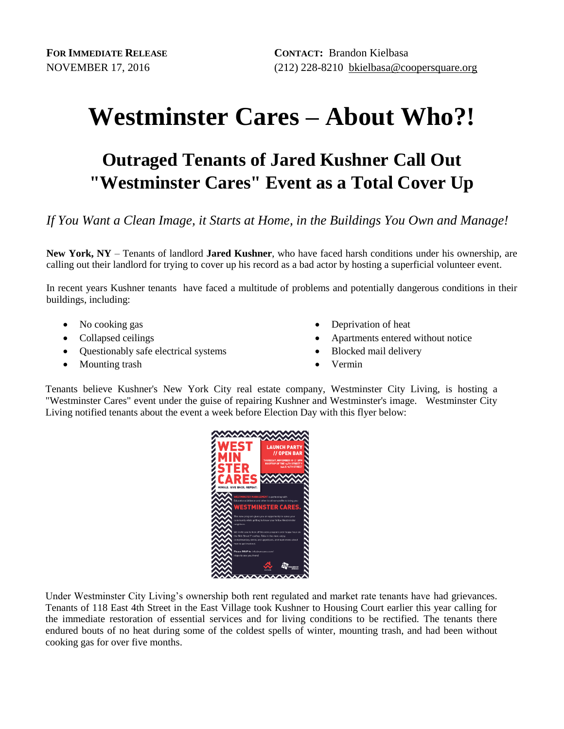**FOR IMMEDIATE RELEASE**
NOVEMBER 17, 2016

**CONTACT:** Brandon Kielbasa
(212) 228-8210 bkielbasa@coopersquare.org

# Westminster Cares – About Who?!

## Outraged Tenants of Jared Kushner Call Out "Westminster Cares" Event as a Total Cover Up

*If You Want a Clean Image, it Starts at Home, in the Buildings You Own and Manage!*

**New York, NY** – Tenants of landlord **Jared Kushner**, who have faced harsh conditions under his ownership, are calling out their landlord for trying to cover up his record as a bad actor by hosting a superficial volunteer event.

In recent years Kushner tenants have faced a multitude of problems and potentially dangerous conditions in their buildings, including:

- No cooking gas
- Collapsed ceilings
- Questionably safe electrical systems
- Mounting trash
- Deprivation of heat
- Apartments entered without notice
- Blocked mail delivery
- Vermin

Tenants believe Kushner's New York City real estate company, Westminster City Living, is hosting a "Westminster Cares" event under the guise of repairing Kushner and Westminster's image. Westminster City Living notified tenants about the event a week before Election Day with this flyer below:

Under Westminster City Living's ownership both rent regulated and market rate tenants have had grievances. Tenants of 118 East 4th Street in the East Village took Kushner to Housing Court earlier this year calling for the immediate restoration of essential services and for living conditions to be rectified. The tenants there endured bouts of no heat during some of the coldest spells of winter, mounting trash, and had been without cooking gas for over five months.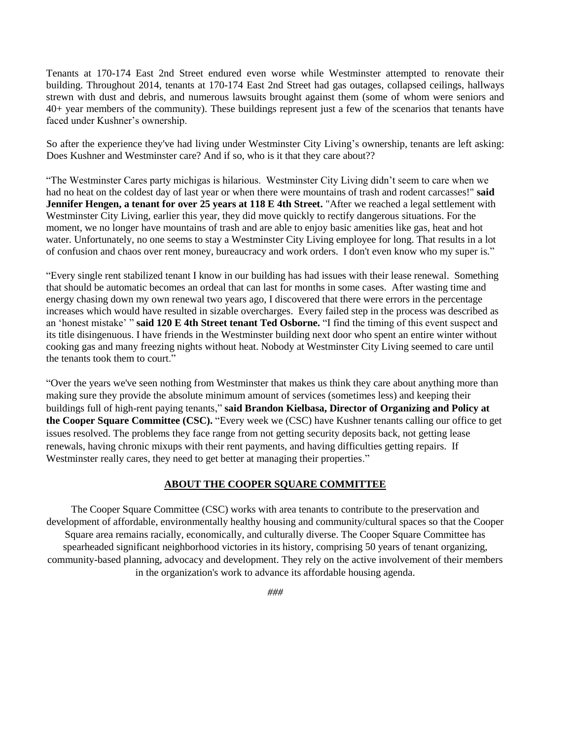Tenants at 170-174 East 2nd Street endured even worse while Westminster attempted to renovate their building. Throughout 2014, tenants at 170-174 East 2nd Street had gas outages, collapsed ceilings, hallways strewn with dust and debris, and numerous lawsuits brought against them (some of whom were seniors and 40+ year members of the community). These buildings represent just a few of the scenarios that tenants have faced under Kushner's ownership.

So after the experience they've had living under Westminster City Living's ownership, tenants are left asking: Does Kushner and Westminster care? And if so, who is it that they care about??

"The Westminster Cares party michigas is hilarious. Westminster City Living didn't seem to care when we had no heat on the coldest day of last year or when there were mountains of trash and rodent carcasses!" **said Jennifer Hengen, a tenant for over 25 years at 118 E 4th Street.** "After we reached a legal settlement with Westminster City Living, earlier this year, they did move quickly to rectify dangerous situations. For the moment, we no longer have mountains of trash and are able to enjoy basic amenities like gas, heat and hot water. Unfortunately, no one seems to stay a Westminster City Living employee for long. That results in a lot of confusion and chaos over rent money, bureaucracy and work orders. I don't even know who my super is."

"Every single rent stabilized tenant I know in our building has had issues with their lease renewal. Something that should be automatic becomes an ordeal that can last for months in some cases. After wasting time and energy chasing down my own renewal two years ago, I discovered that there were errors in the percentage increases which would have resulted in sizable overcharges. Every failed step in the process was described as an 'honest mistake' " **said 120 E 4th Street tenant Ted Osborne.** "I find the timing of this event suspect and its title disingenuous. I have friends in the Westminster building next door who spent an entire winter without cooking gas and many freezing nights without heat. Nobody at Westminster City Living seemed to care until the tenants took them to court."

"Over the years we've seen nothing from Westminster that makes us think they care about anything more than making sure they provide the absolute minimum amount of services (sometimes less) and keeping their buildings full of high-rent paying tenants," **said Brandon Kielbasa, Director of Organizing and Policy at the Cooper Square Committee (CSC).** "Every week we (CSC) have Kushner tenants calling our office to get issues resolved. The problems they face range from not getting security deposits back, not getting lease renewals, having chronic mixups with their rent payments, and having difficulties getting repairs. If Westminster really cares, they need to get better at managing their properties."

## ABOUT THE COOPER SQUARE COMMITTEE

The Cooper Square Committee (CSC) works with area tenants to contribute to the preservation and development of affordable, environmentally healthy housing and community/cultural spaces so that the Cooper Square area remains racially, economically, and culturally diverse. The Cooper Square Committee has spearheaded significant neighborhood victories in its history, comprising 50 years of tenant organizing, community-based planning, advocacy and development. They rely on the active involvement of their members in the organization's work to advance its affordable housing agenda.

###